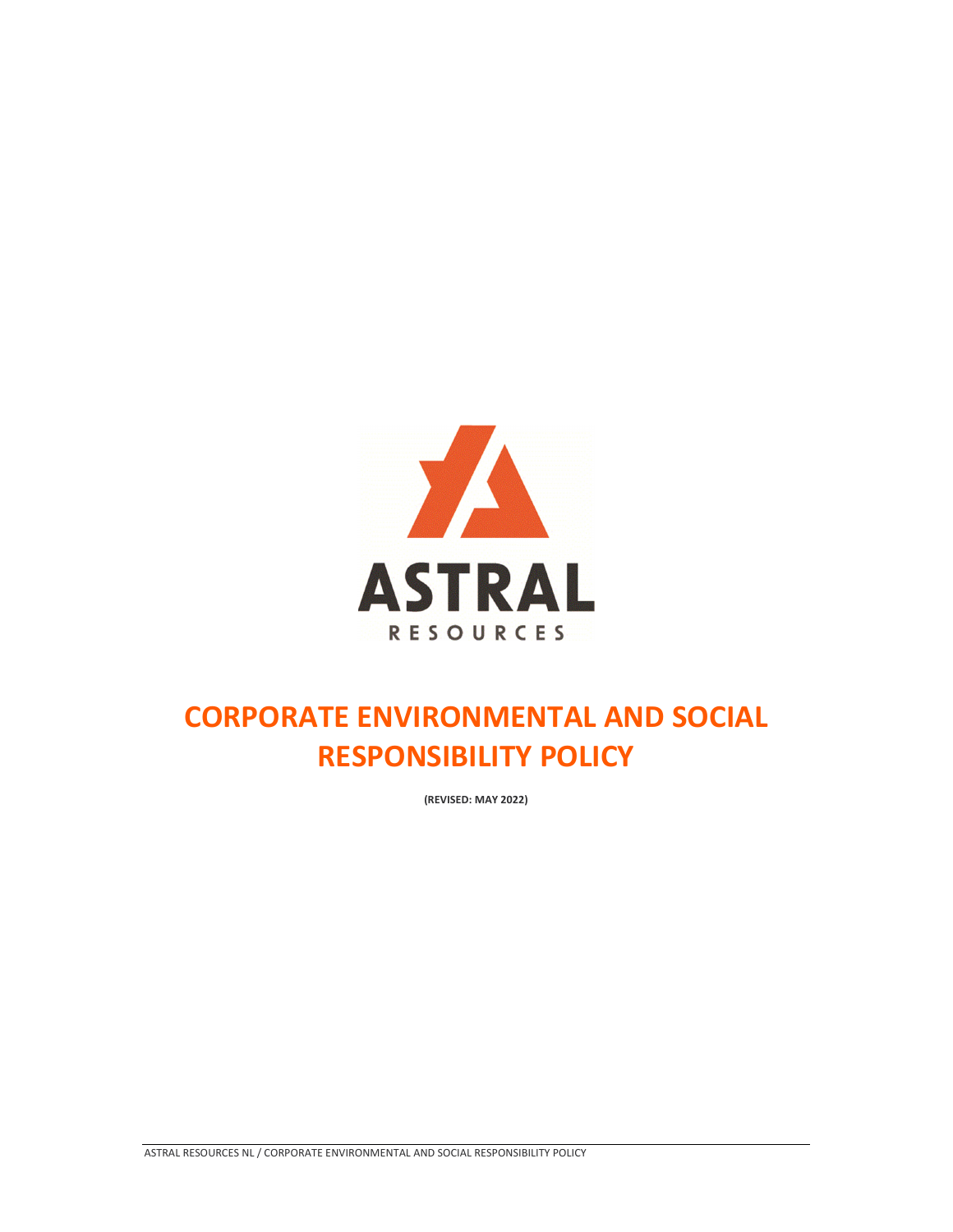ASTRAL

RESOURCES

# CORPORATE ENVIRONMENTAL AND SOCIAL RESPONSIBILITY POLICY

**(REVISED: MAY 2022)**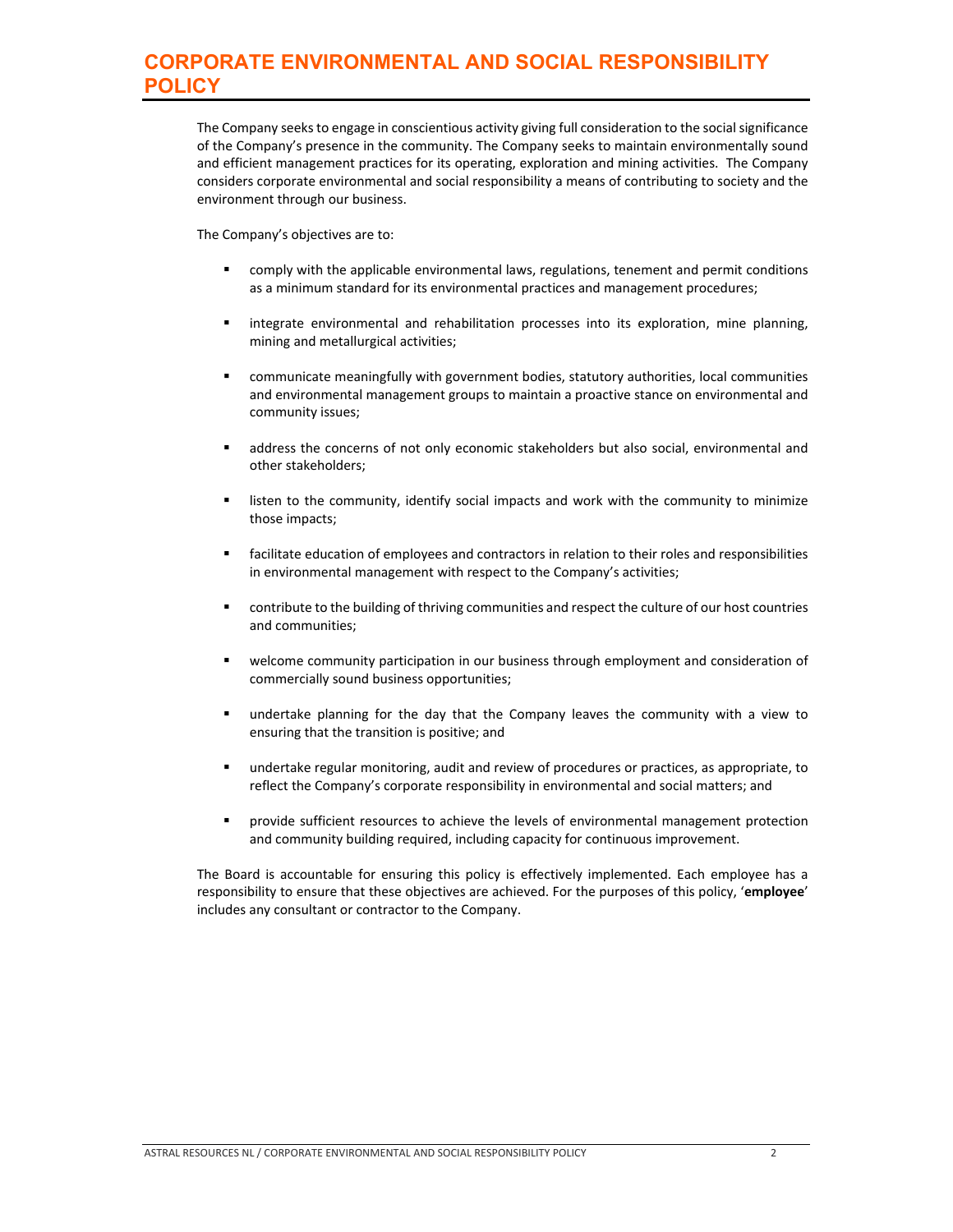# CORPORATE ENVIRONMENTAL AND SOCIAL RESPONSIBILITY POLICY

The Company seeks to engage in conscientious activity giving full consideration to the social significance of the Company's presence in the community. The Company seeks to maintain environmentally sound and efficient management practices for its operating, exploration and mining activities. The Company considers corporate environmental and social responsibility a means of contributing to society and the environment through our business.

The Company's objectives are to:

- comply with the applicable environmental laws, regulations, tenement and permit conditions as a minimum standard for its environmental practices and management procedures;
- integrate environmental and rehabilitation processes into its exploration, mine planning, mining and metallurgical activities;
- communicate meaningfully with government bodies, statutory authorities, local communities and environmental management groups to maintain a proactive stance on environmental and community issues;
- address the concerns of not only economic stakeholders but also social, environmental and other stakeholders;
- listen to the community, identify social impacts and work with the community to minimize those impacts;
- facilitate education of employees and contractors in relation to their roles and responsibilities in environmental management with respect to the Company's activities;
- contribute to the building of thriving communities and respect the culture of our host countries and communities;
- welcome community participation in our business through employment and consideration of commercially sound business opportunities;
- undertake planning for the day that the Company leaves the community with a view to ensuring that the transition is positive; and
- undertake regular monitoring, audit and review of procedures or practices, as appropriate, to reflect the Company's corporate responsibility in environmental and social matters; and
- provide sufficient resources to achieve the levels of environmental management protection and community building required, including capacity for continuous improvement.

The Board is accountable for ensuring this policy is effectively implemented. Each employee has a responsibility to ensure that these objectives are achieved. For the purposes of this policy, '**employee**' includes any consultant or contractor to the Company.